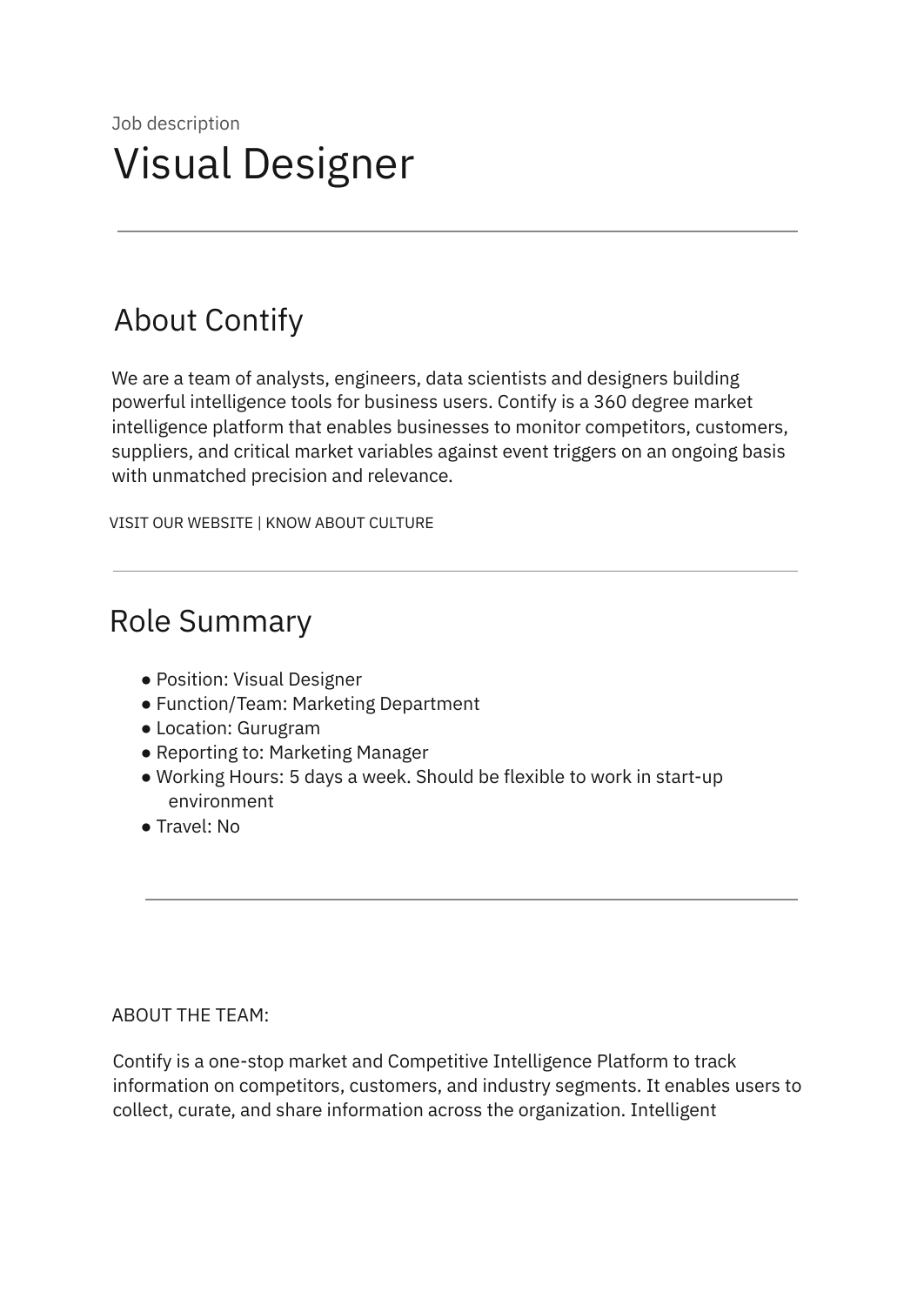Job description

# Visual Designer

---

## About Contify

We are a team of analysts, engineers, data scientists and designers building powerful intelligence tools for business users. Contify is a 360 degree market intelligence platform that enables businesses to monitor competitors, customers, suppliers, and critical market variables against event triggers on an ongoing basis with unmatched precision and relevance.

VISIT OUR WEBSITE | KNOW ABOUT CULTURE

---

## Role Summary

- Position: Visual Designer
- Function/Team: Marketing Department
- Location: Gurugram
- Reporting to: Marketing Manager
- Working Hours: 5 days a week. Should be flexible to work in start-up environment
- Travel: No

---

ABOUT THE TEAM:

Contify is a one-stop market and Competitive Intelligence Platform to track information on competitors, customers, and industry segments. It enables users to collect, curate, and share information across the organization. Intelligent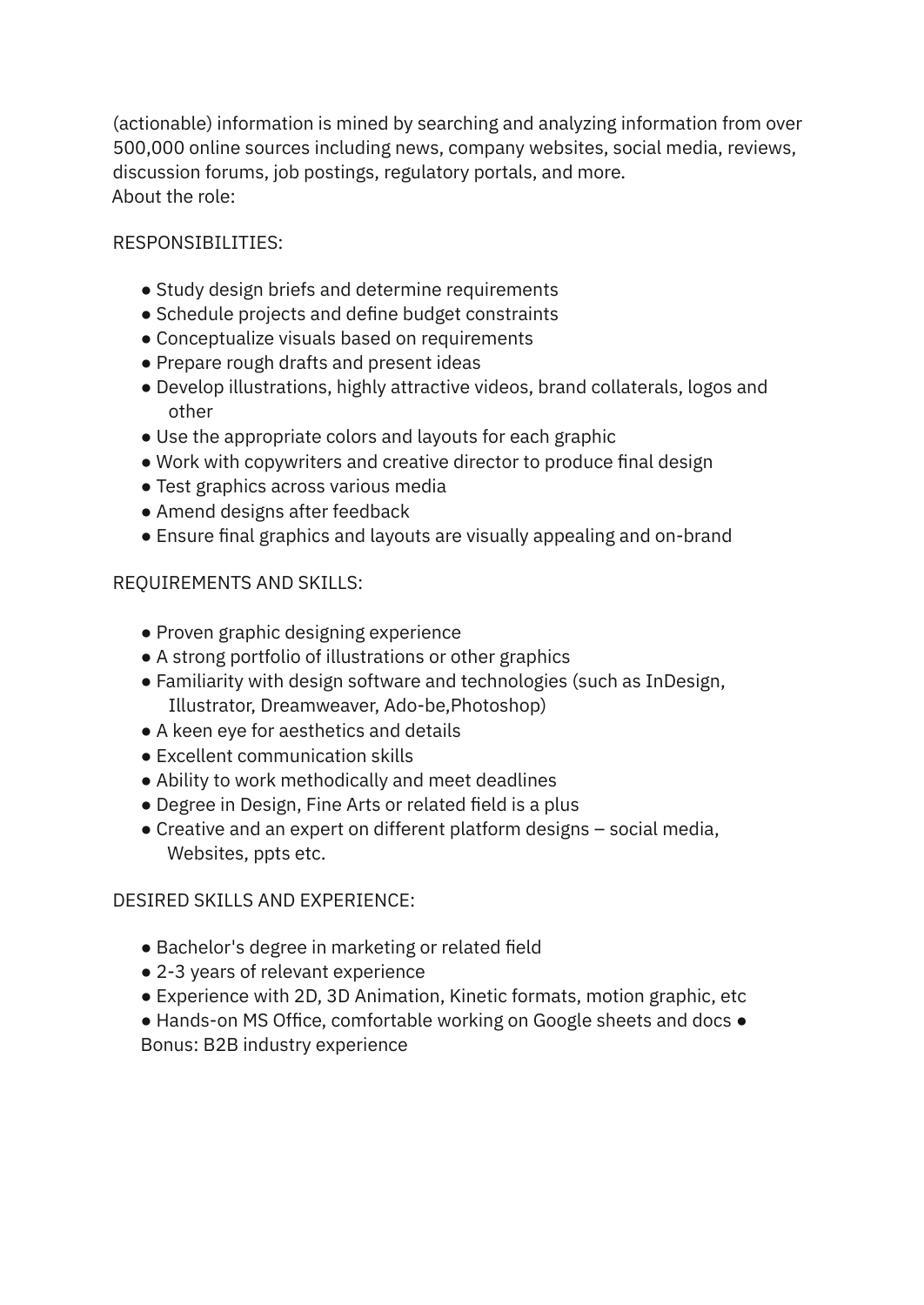(actionable) information is mined by searching and analyzing information from over 500,000 online sources including news, company websites, social media, reviews, discussion forums, job postings, regulatory portals, and more.

About the role:

RESPONSIBILITIES:

- Study design briefs and determine requirements
- Schedule projects and define budget constraints
- Conceptualize visuals based on requirements
- Prepare rough drafts and present ideas
- Develop illustrations, highly attractive videos, brand collaterals, logos and other
- Use the appropriate colors and layouts for each graphic
- Work with copywriters and creative director to produce final design
- Test graphics across various media
- Amend designs after feedback
- Ensure final graphics and layouts are visually appealing and on-brand

REQUIREMENTS AND SKILLS:

- Proven graphic designing experience
- A strong portfolio of illustrations or other graphics
- Familiarity with design software and technologies (such as InDesign, Illustrator, Dreamweaver, Ado-be,Photoshop)
- A keen eye for aesthetics and details
- Excellent communication skills
- Ability to work methodically and meet deadlines
- Degree in Design, Fine Arts or related field is a plus
- Creative and an expert on different platform designs – social media, Websites, ppts etc.

DESIRED SKILLS AND EXPERIENCE:

- Bachelor's degree in marketing or related field
- 2-3 years of relevant experience
- Experience with 2D, 3D Animation, Kinetic formats, motion graphic, etc
- Hands-on MS Office, comfortable working on Google sheets and docs
- Bonus: B2B industry experience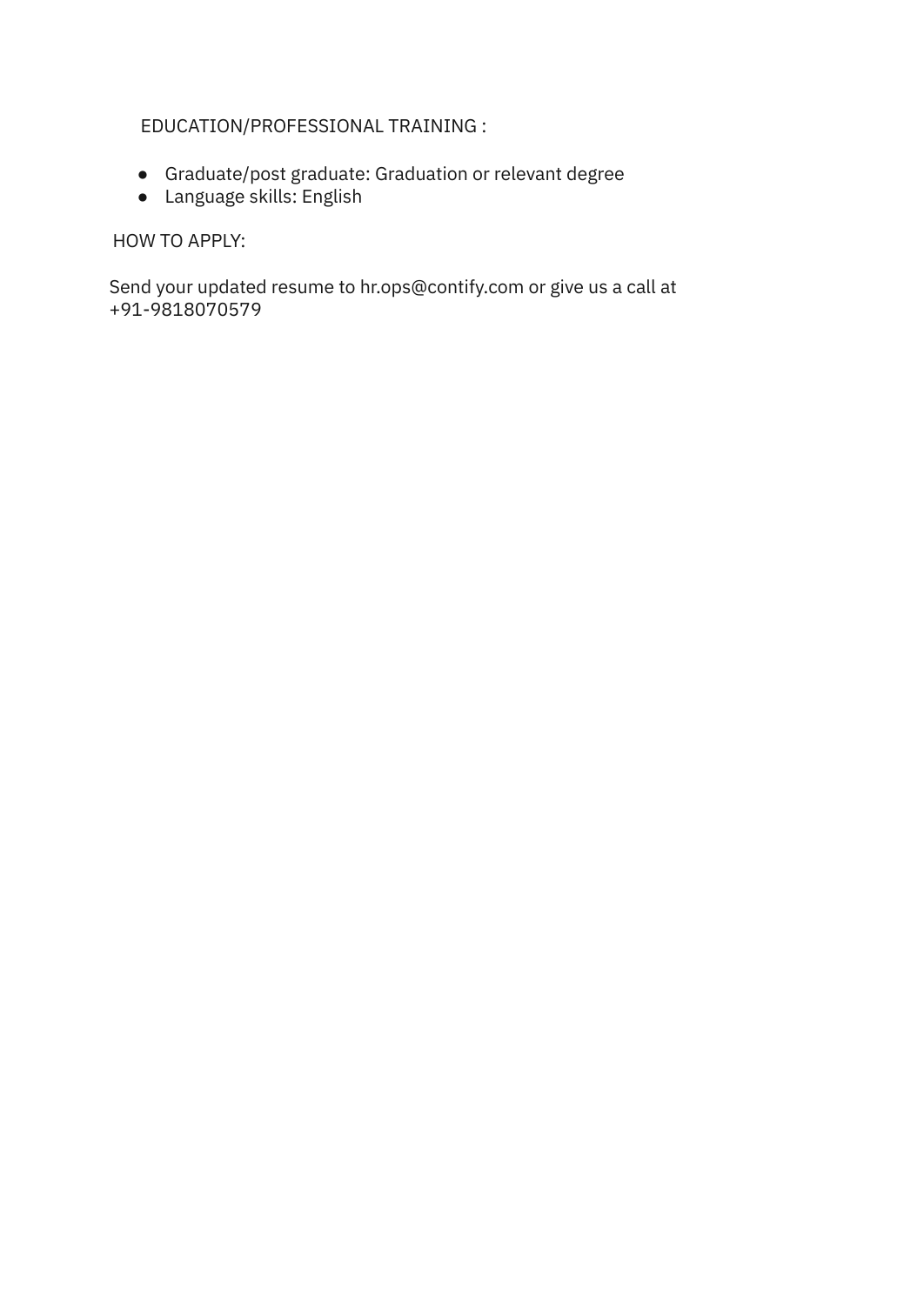EDUCATION/PROFESSIONAL TRAINING :

- Graduate/post graduate: Graduation or relevant degree
- Language skills: English

HOW TO APPLY:

Send your updated resume to hr.ops@contify.com or give us a call at +91-9818070579